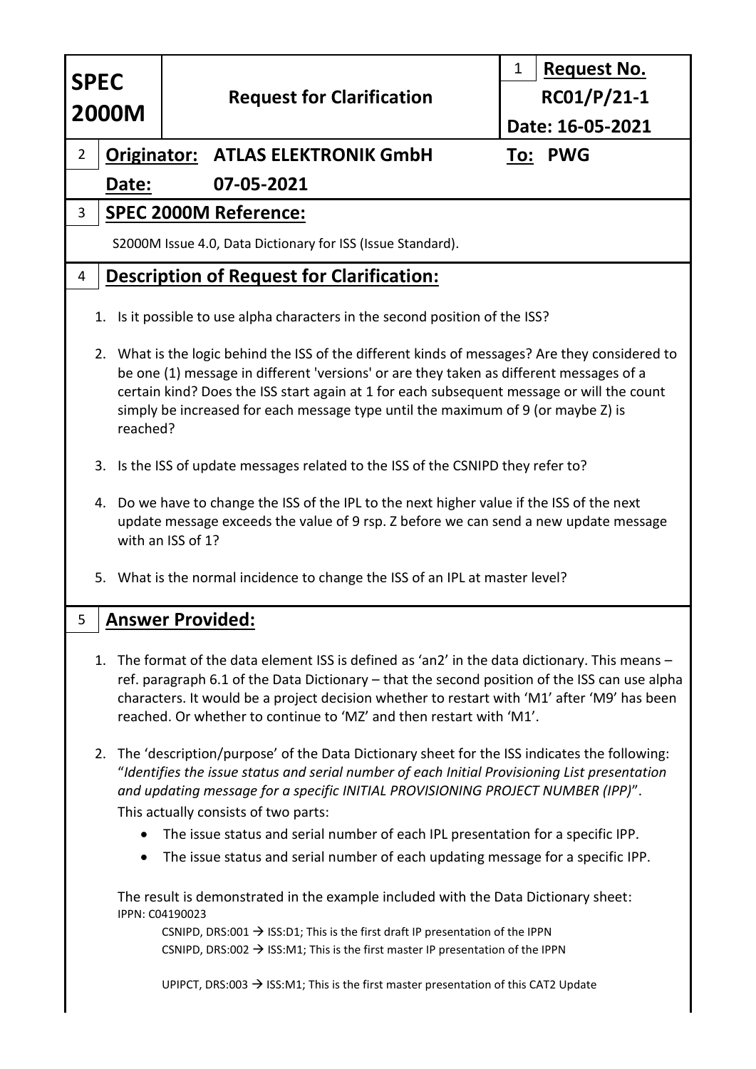| **SPEC 2000M** | **Request for Clarification** | 1 **Request No.** RC01/P/21-1 Date: 16-05-2021 |
|---|---|---|

## 2 Originator: ATLAS ELEKTRONIK GmbH — To: PWG

**Date:** 07-05-2021

## 3 SPEC 2000M Reference:

S2000M Issue 4.0, Data Dictionary for ISS (Issue Standard).

## 4 Description of Request for Clarification:

1. Is it possible to use alpha characters in the second position of the ISS?
2. What is the logic behind the ISS of the different kinds of messages? Are they considered to be one (1) message in different 'versions' or are they taken as different messages of a certain kind? Does the ISS start again at 1 for each subsequent message or will the count simply be increased for each message type until the maximum of 9 (or maybe Z) is reached?
3. Is the ISS of update messages related to the ISS of the CSNIPD they refer to?
4. Do we have to change the ISS of the IPL to the next higher value if the ISS of the next update message exceeds the value of 9 rsp. Z before we can send a new update message with an ISS of 1?
5. What is the normal incidence to change the ISS of an IPL at master level?

## 5 Answer Provided:

1. The format of the data element ISS is defined as 'an2' in the data dictionary. This means – ref. paragraph 6.1 of the Data Dictionary – that the second position of the ISS can use alpha characters. It would be a project decision whether to restart with 'M1' after 'M9' has been reached. Or whether to continue to 'MZ' and then restart with 'M1'.
2. The 'description/purpose' of the Data Dictionary sheet for the ISS indicates the following: "*Identifies the issue status and serial number of each Initial Provisioning List presentation and updating message for a specific INITIAL PROVISIONING PROJECT NUMBER (IPP)*". This actually consists of two parts:
   - The issue status and serial number of each IPL presentation for a specific IPP.
   - The issue status and serial number of each updating message for a specific IPP.

   The result is demonstrated in the example included with the Data Dictionary sheet:

   IPPN: C04190023

   CSNIPD, DRS:001 → ISS:D1; This is the first draft IP presentation of the IPPN
   CSNIPD, DRS:002 → ISS:M1; This is the first master IP presentation of the IPPN

   UPIPCT, DRS:003 → ISS:M1; This is the first master presentation of this CAT2 Update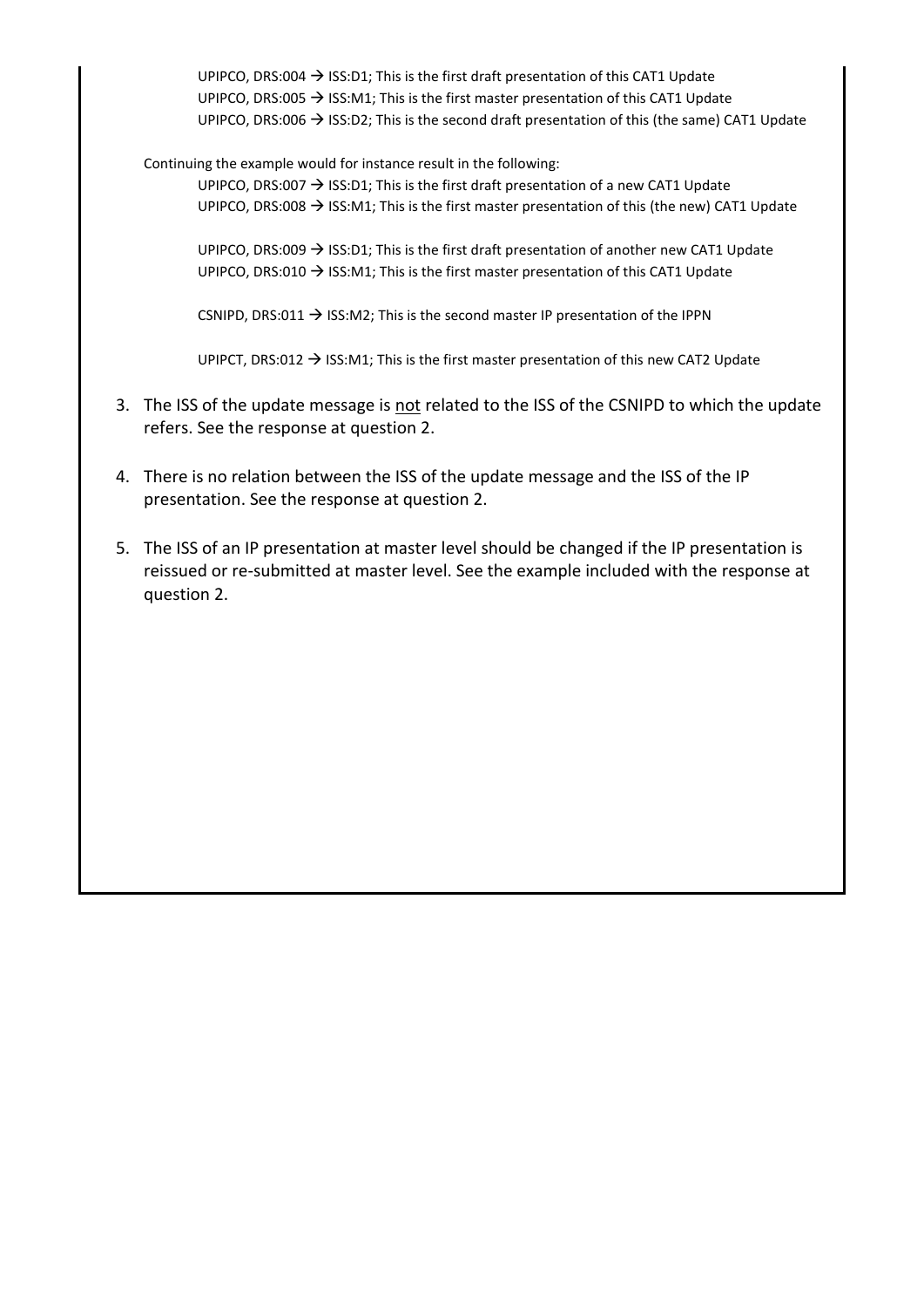UPIPCO, DRS:004 → ISS:D1; This is the first draft presentation of this CAT1 Update
UPIPCO, DRS:005 → ISS:M1; This is the first master presentation of this CAT1 Update
UPIPCO, DRS:006 → ISS:D2; This is the second draft presentation of this (the same) CAT1 Update

Continuing the example would for instance result in the following:

UPIPCO, DRS:007 → ISS:D1; This is the first draft presentation of a new CAT1 Update
UPIPCO, DRS:008 → ISS:M1; This is the first master presentation of this (the new) CAT1 Update

UPIPCO, DRS:009 → ISS:D1; This is the first draft presentation of another new CAT1 Update
UPIPCO, DRS:010 → ISS:M1; This is the first master presentation of this CAT1 Update

CSNIPD, DRS:011 → ISS:M2; This is the second master IP presentation of the IPPN

UPIPCT, DRS:012 → ISS:M1; This is the first master presentation of this new CAT2 Update

3. The ISS of the update message is <u>not</u> related to the ISS of the CSNIPD to which the update refers. See the response at question 2.

4. There is no relation between the ISS of the update message and the ISS of the IP presentation. See the response at question 2.

5. The ISS of an IP presentation at master level should be changed if the IP presentation is reissued or re-submitted at master level. See the example included with the response at question 2.